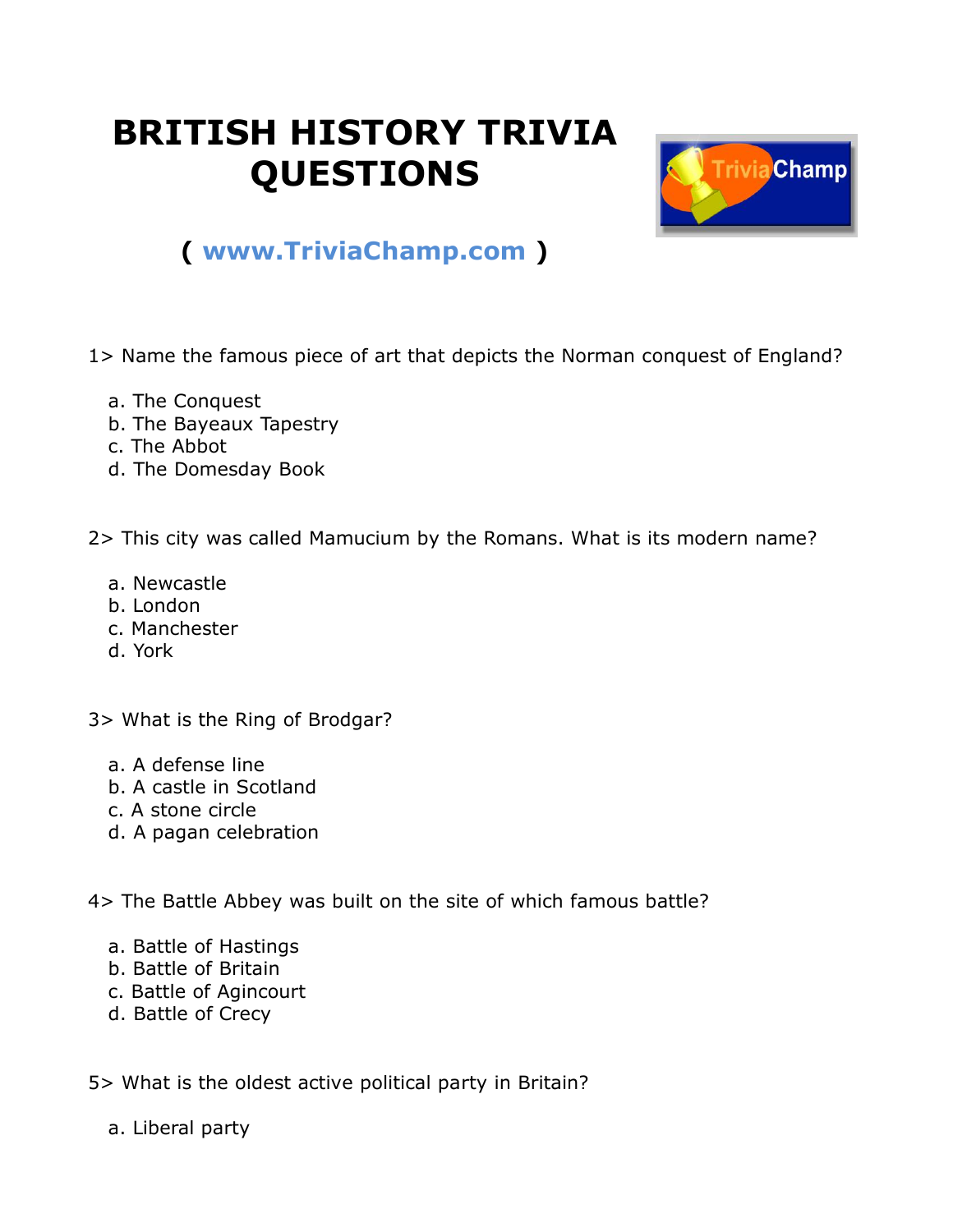# BRITISH HISTORY TRIVIA QUESTIONS

( www.TriviaChamp.com )

1> Name the famous piece of art that depicts the Norman conquest of England?

a. The Conquest
b. The Bayeaux Tapestry
c. The Abbot
d. The Domesday Book

2> This city was called Mamucium by the Romans. What is its modern name?

a. Newcastle
b. London
c. Manchester
d. York

3> What is the Ring of Brodgar?

a. A defense line
b. A castle in Scotland
c. A stone circle
d. A pagan celebration

4> The Battle Abbey was built on the site of which famous battle?

a. Battle of Hastings
b. Battle of Britain
c. Battle of Agincourt
d. Battle of Crecy

5> What is the oldest active political party in Britain?

a. Liberal party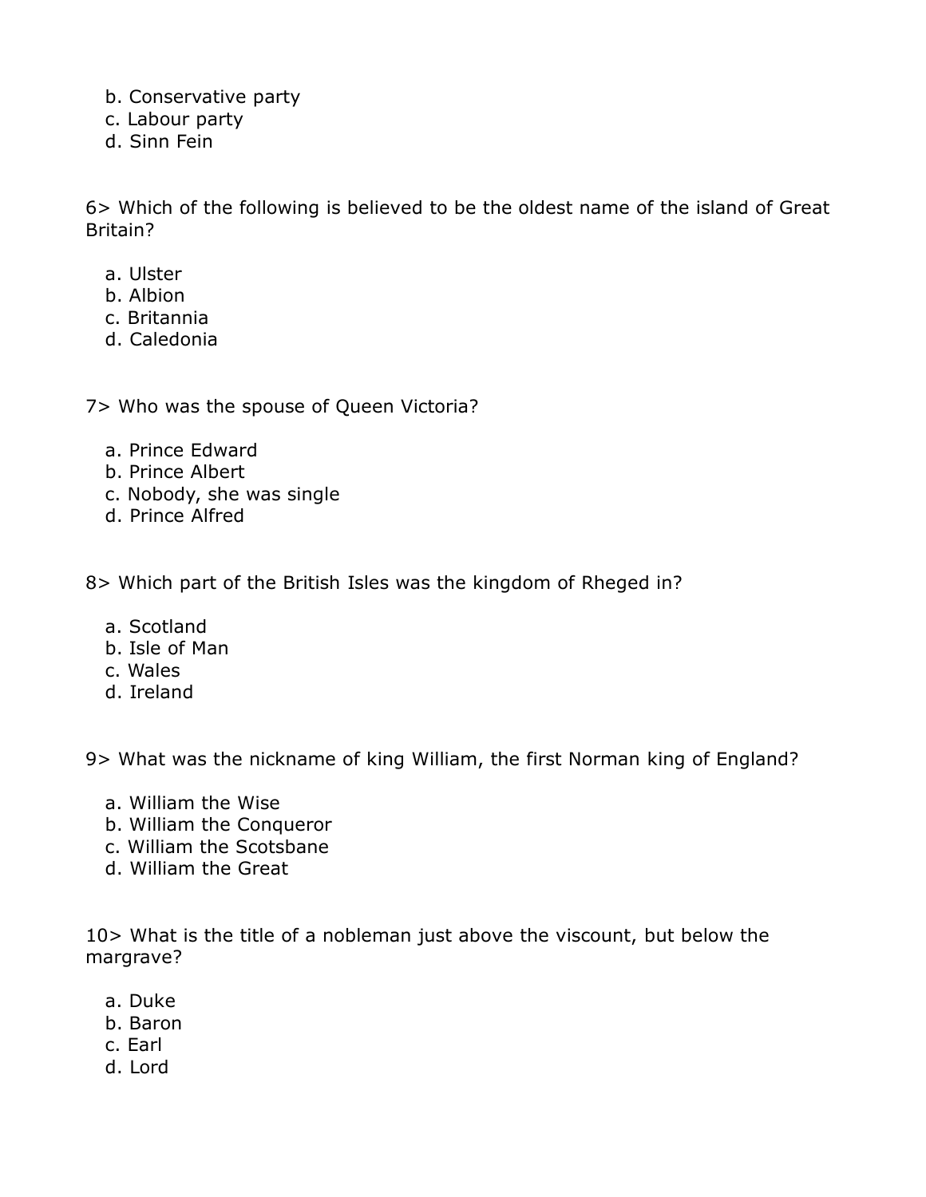b. Conservative party
c. Labour party
d. Sinn Fein

6> Which of the following is believed to be the oldest name of the island of Great Britain?

a. Ulster
b. Albion
c. Britannia
d. Caledonia

7> Who was the spouse of Queen Victoria?

a. Prince Edward
b. Prince Albert
c. Nobody, she was single
d. Prince Alfred

8> Which part of the British Isles was the kingdom of Rheged in?

a. Scotland
b. Isle of Man
c. Wales
d. Ireland

9> What was the nickname of king William, the first Norman king of England?

a. William the Wise
b. William the Conqueror
c. William the Scotsbane
d. William the Great

10> What is the title of a nobleman just above the viscount, but below the margrave?

a. Duke
b. Baron
c. Earl
d. Lord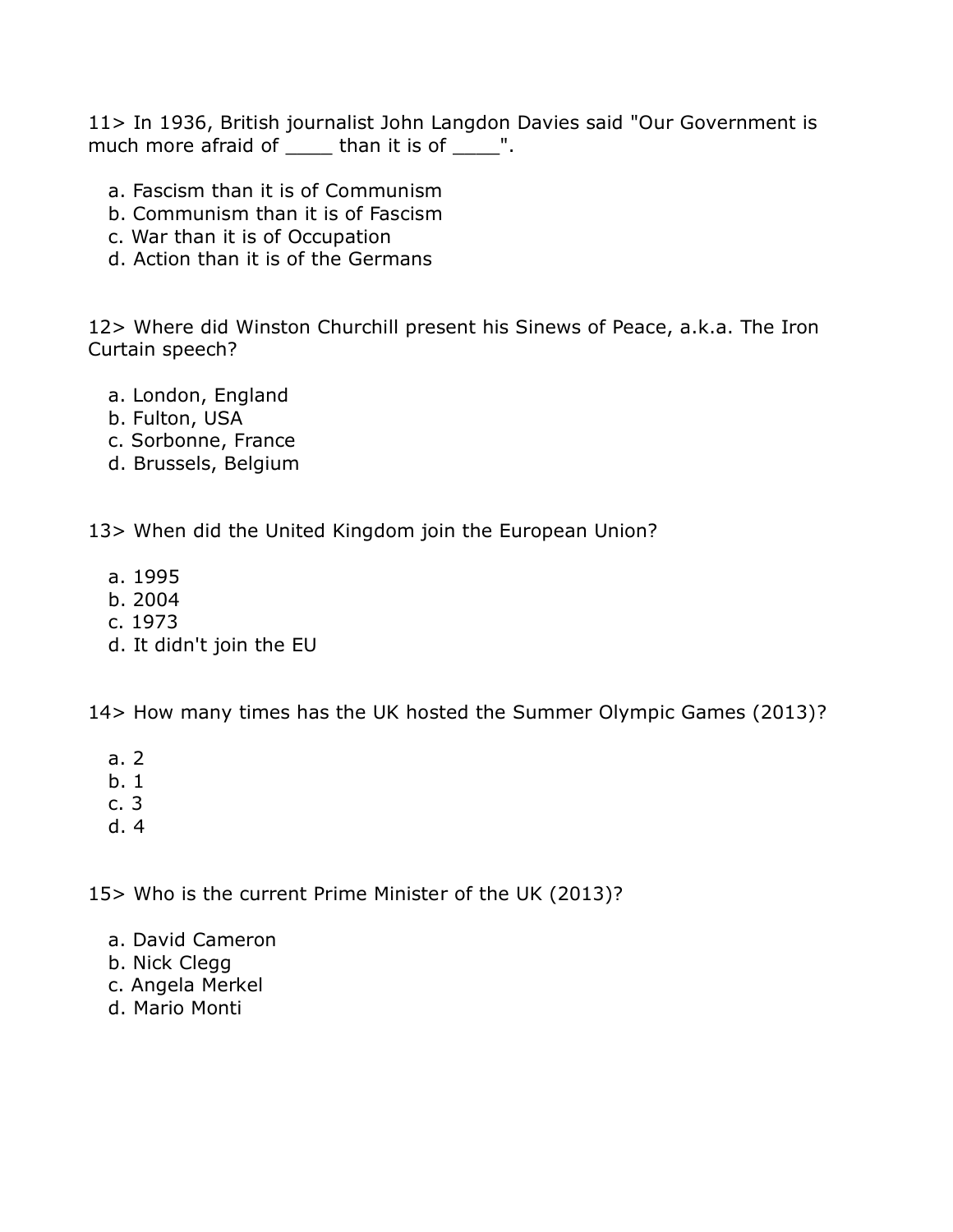11> In 1936, British journalist John Langdon Davies said "Our Government is much more afraid of ____ than it is of ____".

a. Fascism than it is of Communism
b. Communism than it is of Fascism
c. War than it is of Occupation
d. Action than it is of the Germans

12> Where did Winston Churchill present his Sinews of Peace, a.k.a. The Iron Curtain speech?

a. London, England
b. Fulton, USA
c. Sorbonne, France
d. Brussels, Belgium

13> When did the United Kingdom join the European Union?

a. 1995
b. 2004
c. 1973
d. It didn't join the EU

14> How many times has the UK hosted the Summer Olympic Games (2013)?

a. 2
b. 1
c. 3
d. 4

15> Who is the current Prime Minister of the UK (2013)?

a. David Cameron
b. Nick Clegg
c. Angela Merkel
d. Mario Monti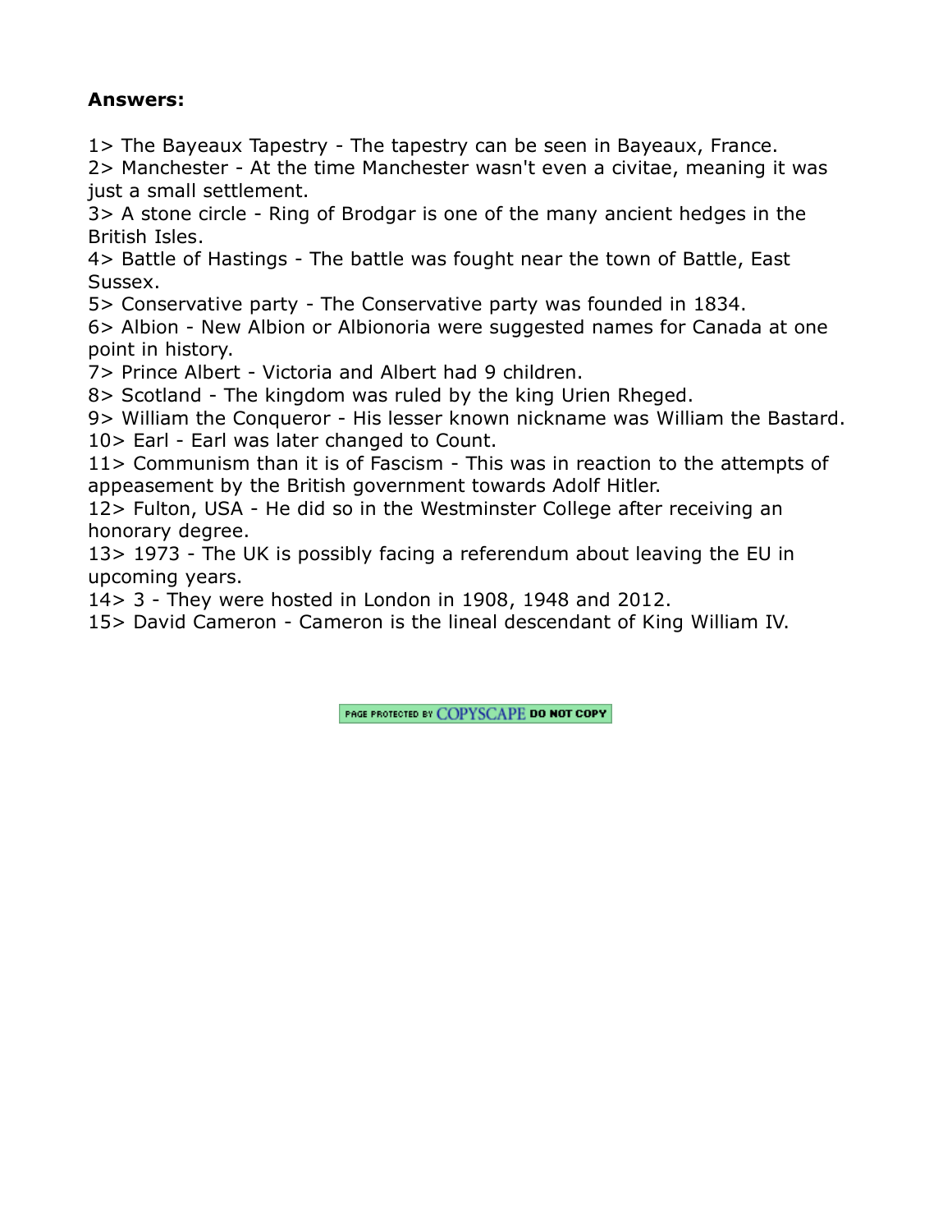**Answers:**

1> The Bayeaux Tapestry - The tapestry can be seen in Bayeaux, France.
2> Manchester - At the time Manchester wasn't even a civitae, meaning it was just a small settlement.
3> A stone circle - Ring of Brodgar is one of the many ancient hedges in the British Isles.
4> Battle of Hastings - The battle was fought near the town of Battle, East Sussex.
5> Conservative party - The Conservative party was founded in 1834.
6> Albion - New Albion or Albionoria were suggested names for Canada at one point in history.
7> Prince Albert - Victoria and Albert had 9 children.
8> Scotland - The kingdom was ruled by the king Urien Rheged.
9> William the Conqueror - His lesser known nickname was William the Bastard.
10> Earl - Earl was later changed to Count.
11> Communism than it is of Fascism - This was in reaction to the attempts of appeasement by the British government towards Adolf Hitler.
12> Fulton, USA - He did so in the Westminster College after receiving an honorary degree.
13> 1973 - The UK is possibly facing a referendum about leaving the EU in upcoming years.
14> 3 - They were hosted in London in 1908, 1948 and 2012.
15> David Cameron - Cameron is the lineal descendant of King William IV.

PAGE PROTECTED BY COPYSCAPE DO NOT COPY